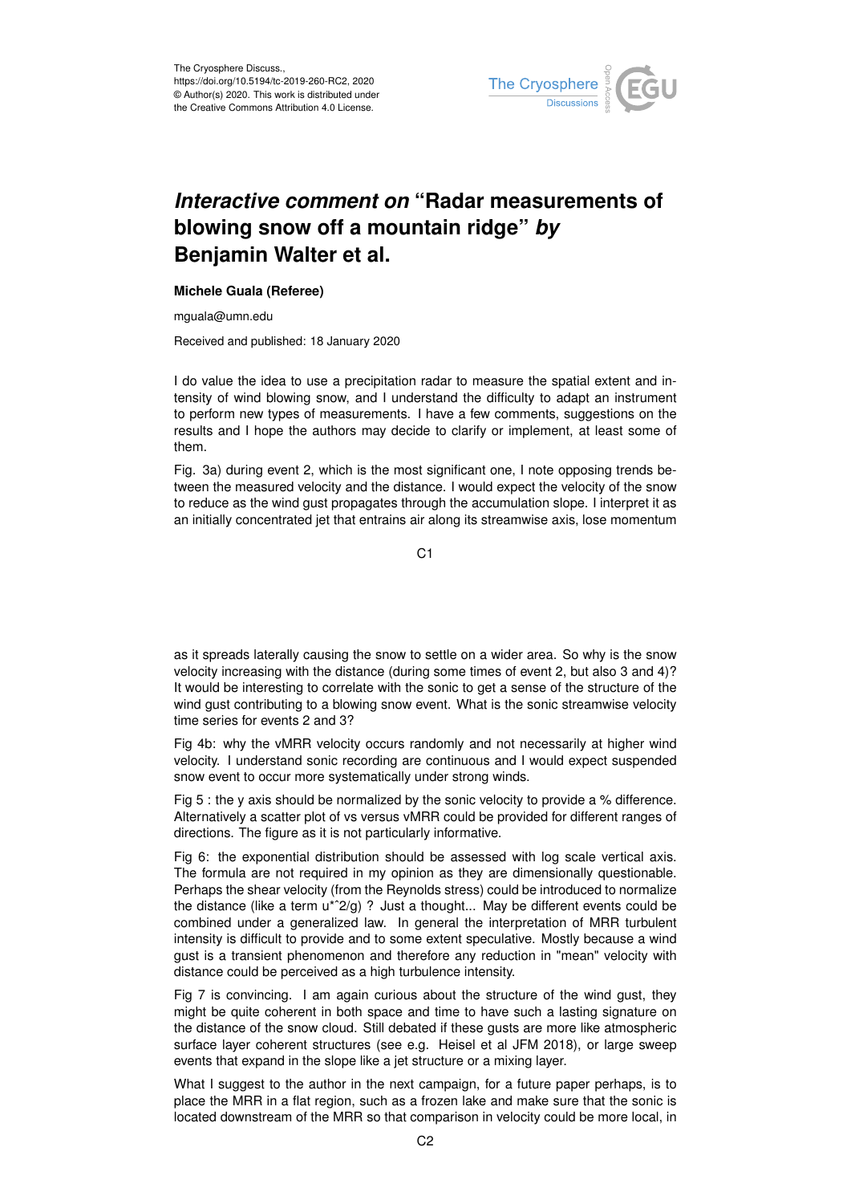The Cryosphere Discuss.,
https://doi.org/10.5194/tc-2019-260-RC2, 2020
© Author(s) 2020. This work is distributed under
the Creative Commons Attribution 4.0 License.

# *Interactive comment on* "Radar measurements of blowing snow off a mountain ridge" *by* Benjamin Walter et al.

**Michele Guala (Referee)**

mguala@umn.edu

Received and published: 18 January 2020

I do value the idea to use a precipitation radar to measure the spatial extent and intensity of wind blowing snow, and I understand the difficulty to adapt an instrument to perform new types of measurements. I have a few comments, suggestions on the results and I hope the authors may decide to clarify or implement, at least some of them.

Fig. 3a) during event 2, which is the most significant one, I note opposing trends between the measured velocity and the distance. I would expect the velocity of the snow to reduce as the wind gust propagates through the accumulation slope. I interpret it as an initially concentrated jet that entrains air along its streamwise axis, lose momentum as it spreads laterally causing the snow to settle on a wider area. So why is the snow velocity increasing with the distance (during some times of event 2, but also 3 and 4)? It would be interesting to correlate with the sonic to get a sense of the structure of the wind gust contributing to a blowing snow event. What is the sonic streamwise velocity time series for events 2 and 3?

Fig 4b: why the vMRR velocity occurs randomly and not necessarily at higher wind velocity. I understand sonic recording are continuous and I would expect suspended snow event to occur more systematically under strong winds.

Fig 5 : the y axis should be normalized by the sonic velocity to provide a % difference. Alternatively a scatter plot of vs versus vMRR could be provided for different ranges of directions. The figure as it is not particularly informative.

Fig 6: the exponential distribution should be assessed with log scale vertical axis. The formula are not required in my opinion as they are dimensionally questionable. Perhaps the shear velocity (from the Reynolds stress) could be introduced to normalize the distance (like a term $u^{*2}/g$) ? Just a thought... May be different events could be combined under a generalized law. In general the interpretation of MRR turbulent intensity is difficult to provide and to some extent speculative. Mostly because a wind gust is a transient phenomenon and therefore any reduction in "mean" velocity with distance could be perceived as a high turbulence intensity.

Fig 7 is convincing. I am again curious about the structure of the wind gust, they might be quite coherent in both space and time to have such a lasting signature on the distance of the snow cloud. Still debated if these gusts are more like atmospheric surface layer coherent structures (see e.g. Heisel et al JFM 2018), or large sweep events that expand in the slope like a jet structure or a mixing layer.

What I suggest to the author in the next campaign, for a future paper perhaps, is to place the MRR in a flat region, such as a frozen lake and make sure that the sonic is located downstream of the MRR so that comparison in velocity could be more local, in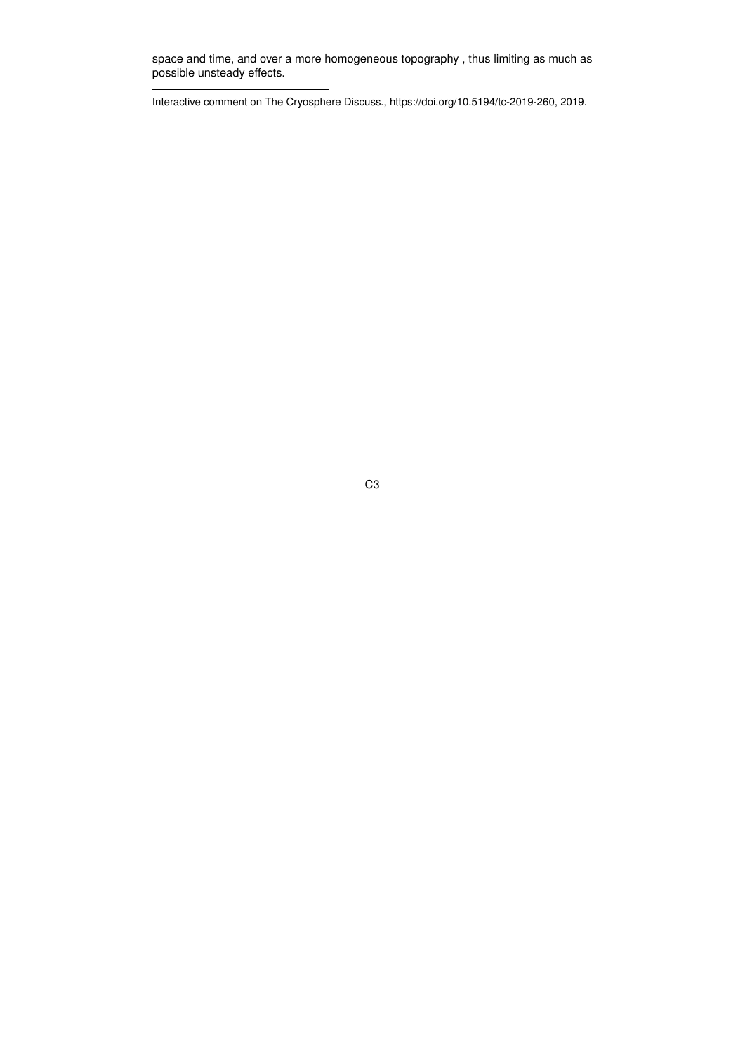space and time, and over a more homogeneous topography , thus limiting as much as possible unsteady effects.

---

Interactive comment on The Cryosphere Discuss., https://doi.org/10.5194/tc-2019-260, 2019.